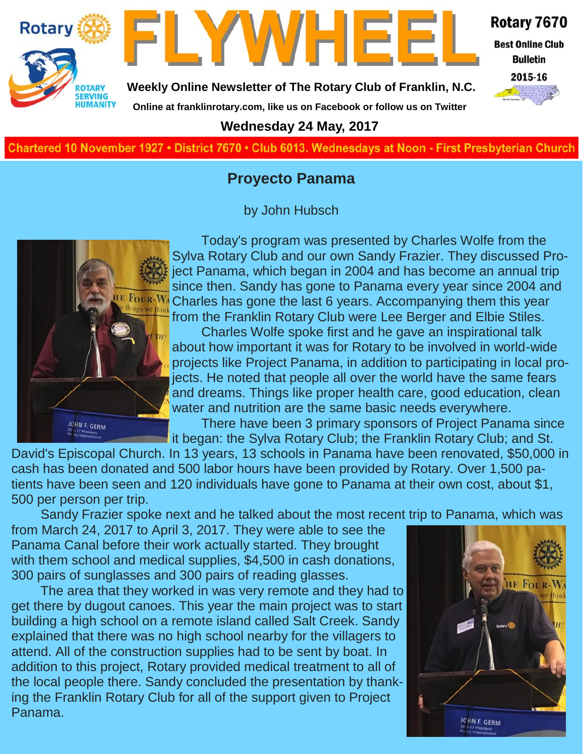# FLYWHEEL

**Weekly Online Newsletter of The Rotary Club of Franklin, N.C.**

Online at franklinrotary.com, like us on Facebook or follow us on Twitter

Rotary 7670 Best Online Club Bulletin 2015-16

**Wednesday 24 May, 2017**

Chartered 10 November 1927 • District 7670 • Club 6013. Wednesdays at Noon - First Presbyterian Church

## Proyecto Panama

by John Hubsch

Today's program was presented by Charles Wolfe from the Sylva Rotary Club and our own Sandy Frazier. They discussed Project Panama, which began in 2004 and has become an annual trip since then. Sandy has gone to Panama every year since 2004 and Charles has gone the last 6 years. Accompanying them this year from the Franklin Rotary Club were Lee Berger and Elbie Stiles.

Charles Wolfe spoke first and he gave an inspirational talk about how important it was for Rotary to be involved in world-wide projects like Project Panama, in addition to participating in local projects. He noted that people all over the world have the same fears and dreams. Things like proper health care, good education, clean water and nutrition are the same basic needs everywhere.

There have been 3 primary sponsors of Project Panama since it began: the Sylva Rotary Club; the Franklin Rotary Club; and St. David's Episcopal Church. In 13 years, 13 schools in Panama have been renovated, $50,000 in cash has been donated and 500 labor hours have been provided by Rotary. Over 1,500 patients have been seen and 120 individuals have gone to Panama at their own cost, about $1,500 per person per trip.

Sandy Frazier spoke next and he talked about the most recent trip to Panama, which was from March 24, 2017 to April 3, 2017. They were able to see the Panama Canal before their work actually started. They brought with them school and medical supplies, $4,500 in cash donations, 300 pairs of sunglasses and 300 pairs of reading glasses.

The area that they worked in was very remote and they had to get there by dugout canoes. This year the main project was to start building a high school on a remote island called Salt Creek. Sandy explained that there was no high school nearby for the villagers to attend. All of the construction supplies had to be sent by boat. In addition to this project, Rotary provided medical treatment to all of the local people there. Sandy concluded the presentation by thanking the Franklin Rotary Club for all of the support given to Project Panama.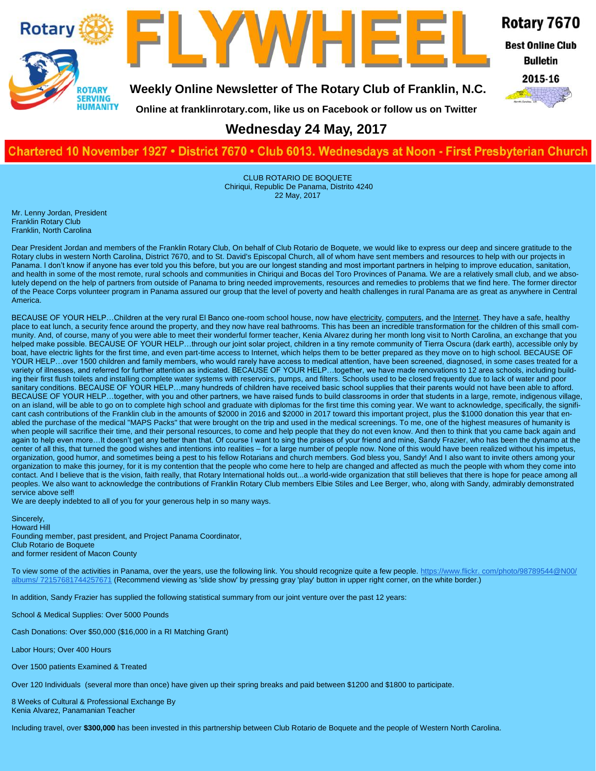# FLYWHEEL

Rotary 7670

Best Online Club Bulletin

2015-16

**Weekly Online Newsletter of The Rotary Club of Franklin, N.C.**

**Online at franklinrotary.com, like us on Facebook or follow us on Twitter**

## Wednesday 24 May, 2017

**Chartered 10 November 1927 • District 7670 • Club 6013. Wednesdays at Noon - First Presbyterian Church**

CLUB ROTARIO DE BOQUETE
Chiriqui, Republic De Panama, Distrito 4240
22 May, 2017

Mr. Lenny Jordan, President
Franklin Rotary Club
Franklin, North Carolina

Dear President Jordan and members of the Franklin Rotary Club, On behalf of Club Rotario de Boquete, we would like to express our deep and sincere gratitude to the Rotary clubs in western North Carolina, District 7670, and to St. David's Episcopal Church, all of whom have sent members and resources to help with our projects in Panama. I don't know if anyone has ever told you this before, but you are our longest standing and most important partners in helping to improve education, sanitation, and health in some of the most remote, rural schools and communities in Chiriqui and Bocas del Toro Provinces of Panama. We are a relatively small club, and we absolutely depend on the help of partners from outside of Panama to bring needed improvements, resources and remedies to problems that we find here. The former director of the Peace Corps volunteer program in Panama assured our group that the level of poverty and health challenges in rural Panama are as great as anywhere in Central America.

BECAUSE OF YOUR HELP…Children at the very rural El Banco one-room school house, now have electricity, computers, and the Internet. They have a safe, healthy place to eat lunch, a security fence around the property, and they now have real bathrooms. This has been an incredible transformation for the children of this small community. And, of course, many of you were able to meet their wonderful former teacher, Kenia Alvarez during her month long visit to North Carolina, an exchange that you helped make possible. BECAUSE OF YOUR HELP…through our joint solar project, children in a tiny remote community of Tierra Oscura (dark earth), accessible only by boat, have electric lights for the first time, and even part-time access to Internet, which helps them to be better prepared as they move on to high school. BECAUSE OF YOUR HELP…over 1500 children and family members, who would rarely have access to medical attention, have been screened, diagnosed, in some cases treated for a variety of illnesses, and referred for further attention as indicated. BECAUSE OF YOUR HELP…together, we have made renovations to 12 area schools, including building their first flush toilets and installing complete water systems with reservoirs, pumps, and filters. Schools used to be closed frequently due to lack of water and poor sanitary conditions. BECAUSE OF YOUR HELP…many hundreds of children have received basic school supplies that their parents would not have been able to afford. BECAUSE OF YOUR HELP…together, with you and other partners, we have raised funds to build classrooms in order that students in a large, remote, indigenous village, on an island, will be able to go on to complete high school and graduate with diplomas for the first time this coming year. We want to acknowledge, specifically, the significant cash contributions of the Franklin club in the amounts of $2000 in 2016 and $2000 in 2017 toward this important project, plus the $1000 donation this year that enabled the purchase of the medical "MAPS Packs" that were brought on the trip and used in the medical screenings. To me, one of the highest measures of humanity is when people will sacrifice their time, and their personal resources, to come and help people that they do not even know. And then to think that you came back again and again to help even more…It doesn't get any better than that. Of course I want to sing the praises of your friend and mine, Sandy Frazier, who has been the dynamo at the center of all this, that turned the good wishes and intentions into realities – for a large number of people now. None of this would have been realized without his impetus, organization, good humor, and sometimes being a pest to his fellow Rotarians and church members. God bless you, Sandy! And I also want to invite others among your organization to make this journey, for it is my contention that the people who come here to help are changed and affected as much the people with whom they come into contact. And I believe that is the vision, faith really, that Rotary International holds out...a world-wide organization that still believes that there is hope for peace among all peoples. We also want to acknowledge the contributions of Franklin Rotary Club members Elbie Stiles and Lee Berger, who, along with Sandy, admirably demonstrated service above self!

We are deeply indebted to all of you for your generous help in so many ways.

Sincerely,
Howard Hill
Founding member, past president, and Project Panama Coordinator,
Club Rotario de Boquete
and former resident of Macon County

To view some of the activities in Panama, over the years, use the following link. You should recognize quite a few people. https://www.flickr. com/photo/98789544@N00/albums/ 72157681744257671 (Recommend viewing as 'slide show' by pressing gray 'play' button in upper right corner, on the white border.)

In addition, Sandy Frazier has supplied the following statistical summary from our joint venture over the past 12 years:

School & Medical Supplies: Over 5000 Pounds

Cash Donations: Over $50,000 ($16,000 in a RI Matching Grant)

Labor Hours; Over 400 Hours

Over 1500 patients Examined & Treated

Over 120 Individuals (several more than once) have given up their spring breaks and paid between $1200 and $1800 to participate.

8 Weeks of Cultural & Professional Exchange By
Kenia Alvarez, Panamanian Teacher

Including travel, over **$300,000** has been invested in this partnership between Club Rotario de Boquete and the people of Western North Carolina.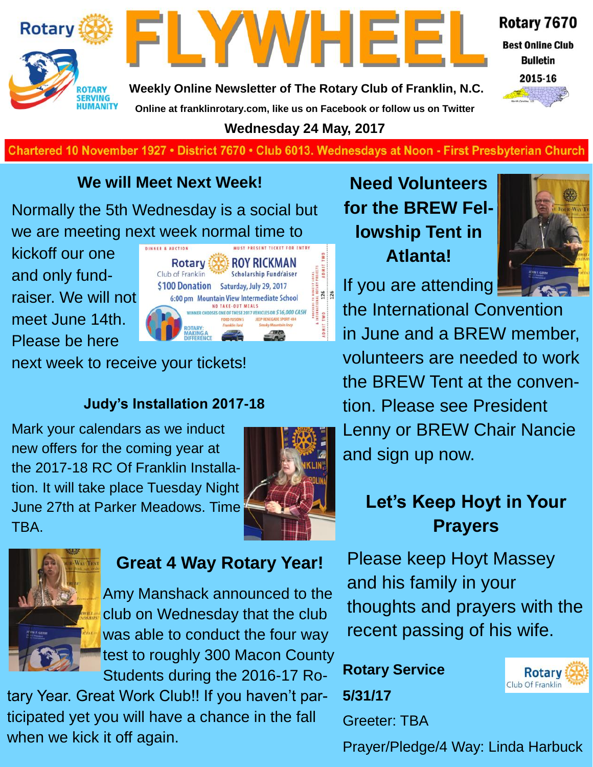# FLYWHEEL

Rotary 7670

Best Online Club Bulletin 2015-16

Weekly Online Newsletter of The Rotary Club of Franklin, N.C.

Online at franklinrotary.com, like us on Facebook or follow us on Twitter

**Wednesday 24 May, 2017**

Chartered 10 November 1927 • District 7670 • Club 6013. Wednesdays at Noon - First Presbyterian Church

## We will Meet Next Week!

Normally the 5th Wednesday is a social but we are meeting next week normal time to kickoff our one and only fund-raiser. We will not meet June 14th. Please be here next week to receive your tickets!

DINNER & AUCTION — MUST PRESENT TICKET FOR ENTRY

Rotary Club of Franklin — ROY RICKMAN Scholarship Fundraiser

$100 Donation — Saturday, July 29, 2017

6:00 pm Mountain View Intermediate School

NO TAKE-OUT MEALS

WINNER CHOOSES ONE OF THESE 2017 VEHICLES OR $16,000 CASH

FORD FUSION S — JEEP RENEGADE SPORT 4X4

ROTARY: MAKING A DIFFERENCE

### Judy's Installation 2017-18

Mark your calendars as we induct new offers for the coming year at the 2017-18 RC Of Franklin Installation. It will take place Tuesday Night June 27th at Parker Meadows. Time TBA.

## Great 4 Way Rotary Year!

Amy Manshack announced to the club on Wednesday that the club was able to conduct the four way test to roughly 300 Macon County Students during the 2016-17 Rotary Year. Great Work Club!! If you haven't participated yet you will have a chance in the fall when we kick it off again.

## Need Volunteers for the BREW Fellowship Tent in Atlanta!

If you are attending the International Convention in June and a BREW member, volunteers are needed to work the BREW Tent at the convention. Please see President Lenny or BREW Chair Nancie and sign up now.

## Let's Keep Hoyt in Your Prayers

Please keep Hoyt Massey and his family in your thoughts and prayers with the recent passing of his wife.

**Rotary Service**

**5/31/17**

Greeter: TBA

Prayer/Pledge/4 Way: Linda Harbuck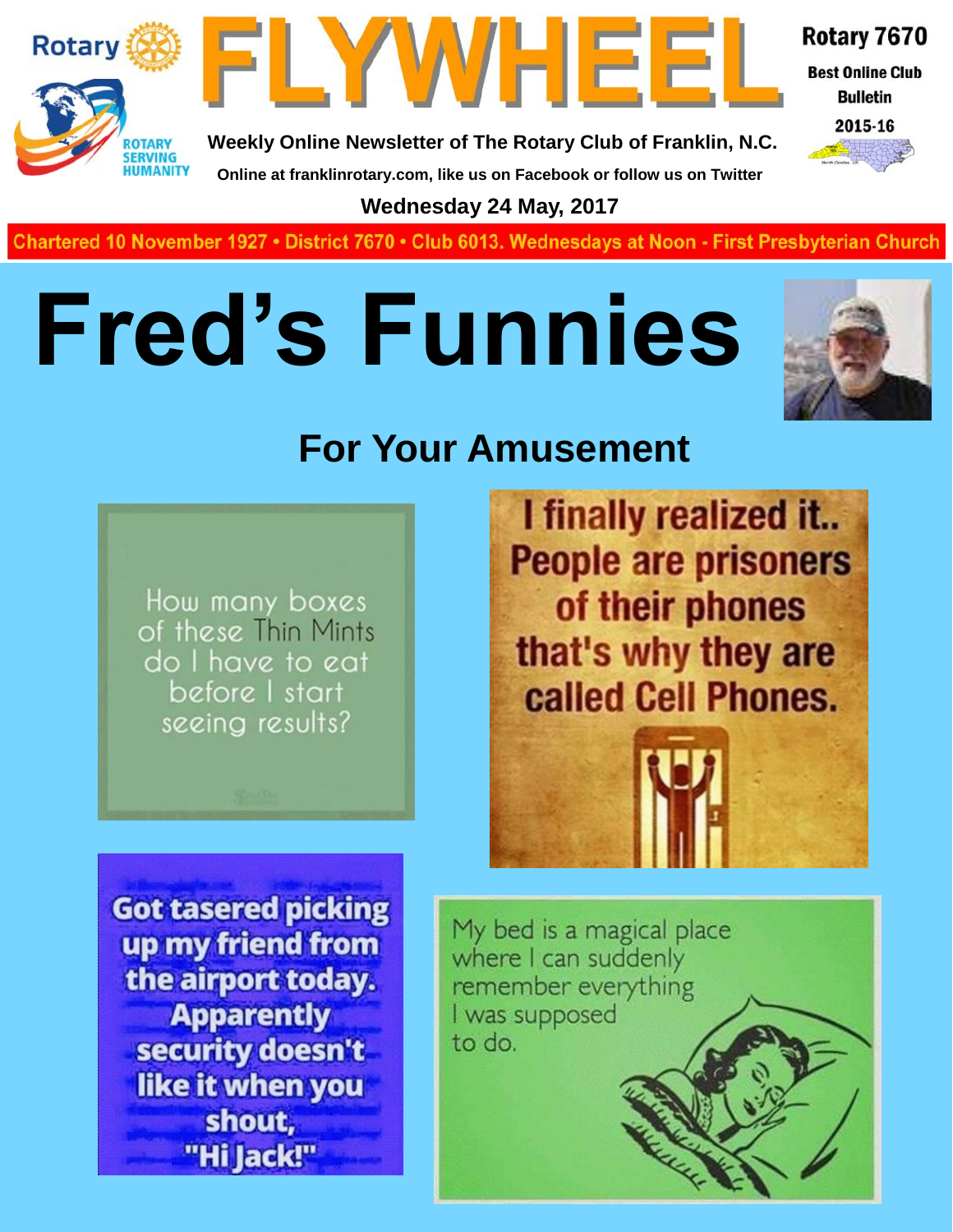# Fred's Funnies

## For Your Amusement

How many boxes of these Thin Mints do I have to eat before I start seeing results?

I finally realized it.. People are prisoners of their phones that's why they are called Cell Phones.

Got tasered picking up my friend from the airport today. Apparently security doesn't like it when you shout, "Hi Jack!"

My bed is a magical place where I can suddenly remember everything I was supposed to do.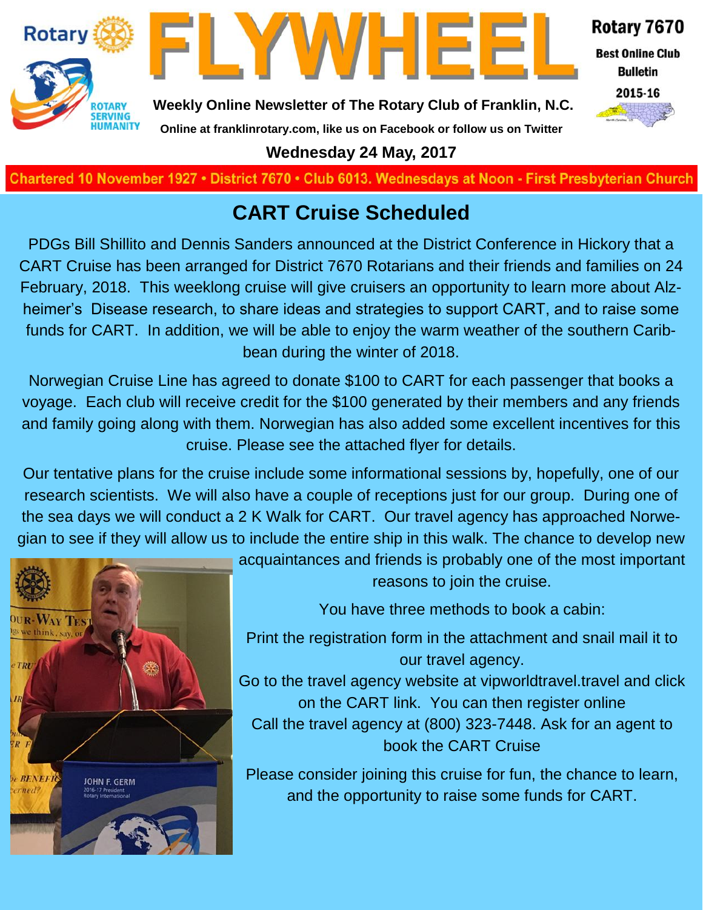# FLYWHEEL

Rotary 7670

Best Online Club Bulletin

2015-16

Weekly Online Newsletter of The Rotary Club of Franklin, N.C.

Online at franklinrotary.com, like us on Facebook or follow us on Twitter

**Wednesday 24 May, 2017**

Chartered 10 November 1927 • District 7670 • Club 6013. Wednesdays at Noon - First Presbyterian Church

## CART Cruise Scheduled

PDGs Bill Shillito and Dennis Sanders announced at the District Conference in Hickory that a CART Cruise has been arranged for District 7670 Rotarians and their friends and families on 24 February, 2018. This weeklong cruise will give cruisers an opportunity to learn more about Alzheimer's Disease research, to share ideas and strategies to support CART, and to raise some funds for CART. In addition, we will be able to enjoy the warm weather of the southern Caribbean during the winter of 2018.

Norwegian Cruise Line has agreed to donate $100 to CART for each passenger that books a voyage. Each club will receive credit for the $100 generated by their members and any friends and family going along with them. Norwegian has also added some excellent incentives for this cruise. Please see the attached flyer for details.

Our tentative plans for the cruise include some informational sessions by, hopefully, one of our research scientists. We will also have a couple of receptions just for our group. During one of the sea days we will conduct a 2 K Walk for CART. Our travel agency has approached Norwegian to see if they will allow us to include the entire ship in this walk. The chance to develop new acquaintances and friends is probably one of the most important reasons to join the cruise.

You have three methods to book a cabin:

Print the registration form in the attachment and snail mail it to our travel agency.

Go to the travel agency website at vipworldtravel.travel and click on the CART link. You can then register online

Call the travel agency at (800) 323-7448. Ask for an agent to book the CART Cruise

Please consider joining this cruise for fun, the chance to learn, and the opportunity to raise some funds for CART.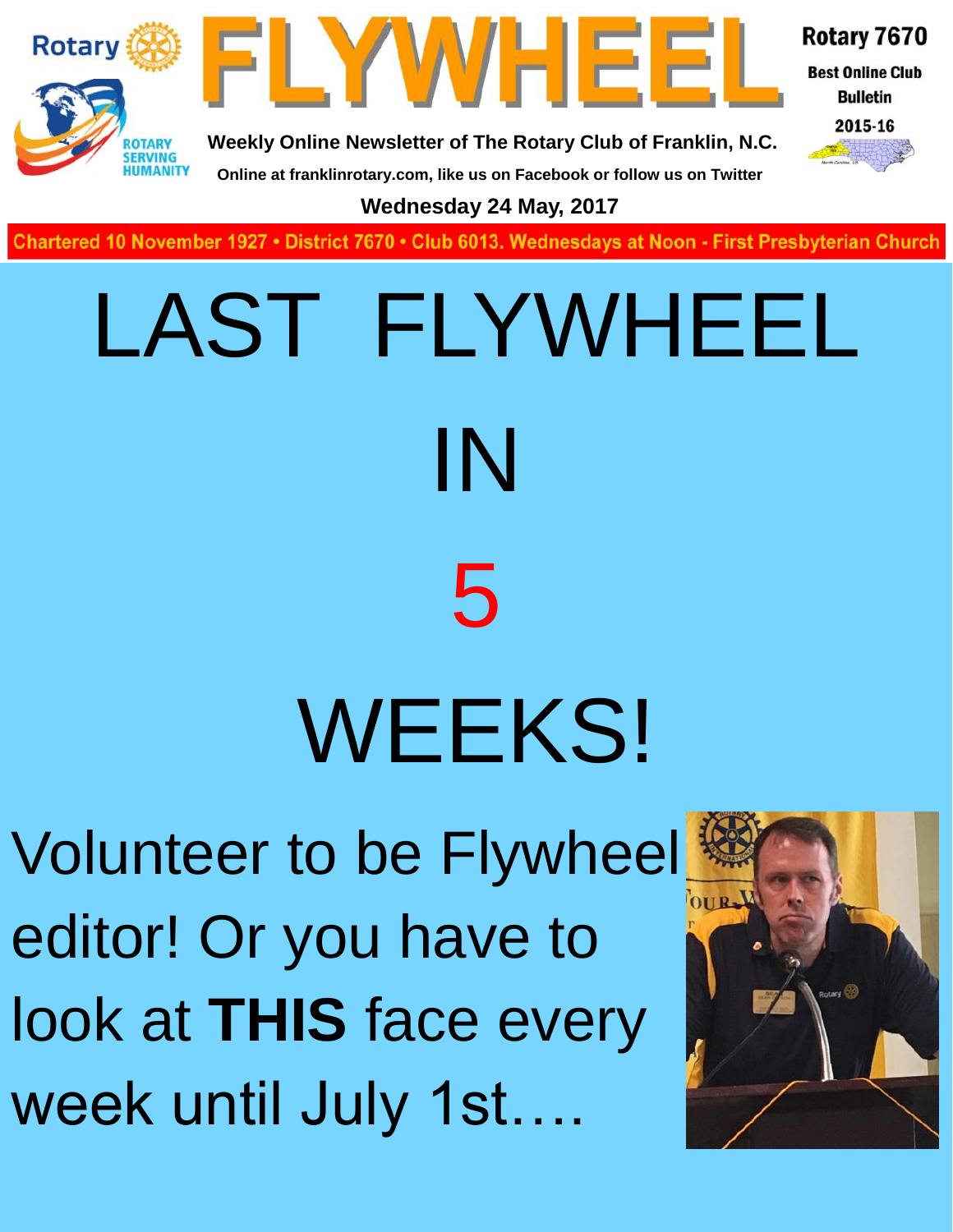Rotary

ROTARY SERVING HUMANITY

# FLYWHEEL

Weekly Online Newsletter of The Rotary Club of Franklin, N.C.

Online at franklinrotary.com, like us on Facebook or follow us on Twitter

Rotary 7670

Best Online Club Bulletin

2015-16

Wednesday 24 May, 2017

Chartered 10 November 1927 • District 7670 • Club 6013. Wednesdays at Noon - First Presbyterian Church

# LAST FLYWHEEL

# IN

# 5

# WEEKS!

Volunteer to be Flywheel editor! Or you have to look at **THIS** face every week until July 1st….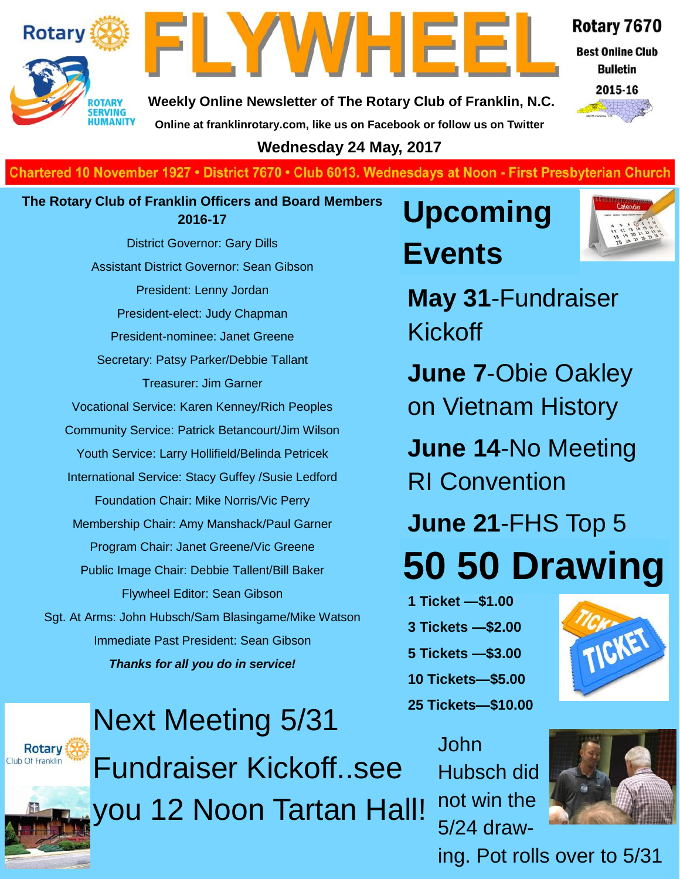# FLYWHEEL

**Rotary 7670**
**Best Online Club Bulletin**
**2015-16**

**Weekly Online Newsletter of The Rotary Club of Franklin, N.C.**

**Online at franklinrotary.com, like us on Facebook or follow us on Twitter**

**Wednesday 24 May, 2017**

Chartered 10 November 1927 • District 7670 • Club 6013. Wednesdays at Noon - First Presbyterian Church

**The Rotary Club of Franklin Officers and Board Members 2016-17**

District Governor: Gary Dills
Assistant District Governor: Sean Gibson
President: Lenny Jordan
President-elect: Judy Chapman
President-nominee: Janet Greene
Secretary: Patsy Parker/Debbie Tallant
Treasurer: Jim Garner
Vocational Service: Karen Kenney/Rich Peoples
Community Service: Patrick Betancourt/Jim Wilson
Youth Service: Larry Hollifield/Belinda Petricek
International Service: Stacy Guffey /Susie Ledford
Foundation Chair: Mike Norris/Vic Perry
Membership Chair: Amy Manshack/Paul Garner
Program Chair: Janet Greene/Vic Greene
Public Image Chair: Debbie Tallent/Bill Baker
Flywheel Editor: Sean Gibson
Sgt. At Arms: John Hubsch/Sam Blasingame/Mike Watson
Immediate Past President: Sean Gibson

***Thanks for all you do in service!***

## Upcoming Events

**May 31**-Fundraiser Kickoff

**June 7**-Obie Oakley on Vietnam History

**June 14**-No Meeting RI Convention

**June 21**-FHS Top 5

## 50 50 Drawing

**1 Ticket —$1.00**
**3 Tickets —$2.00**
**5 Tickets —$3.00**
**10 Tickets—$5.00**
**25 Tickets—$10.00**

John Hubsch did not win the 5/24 drawing. Pot rolls over to 5/31

Next Meeting 5/31 Fundraiser Kickoff..see you 12 Noon Tartan Hall!